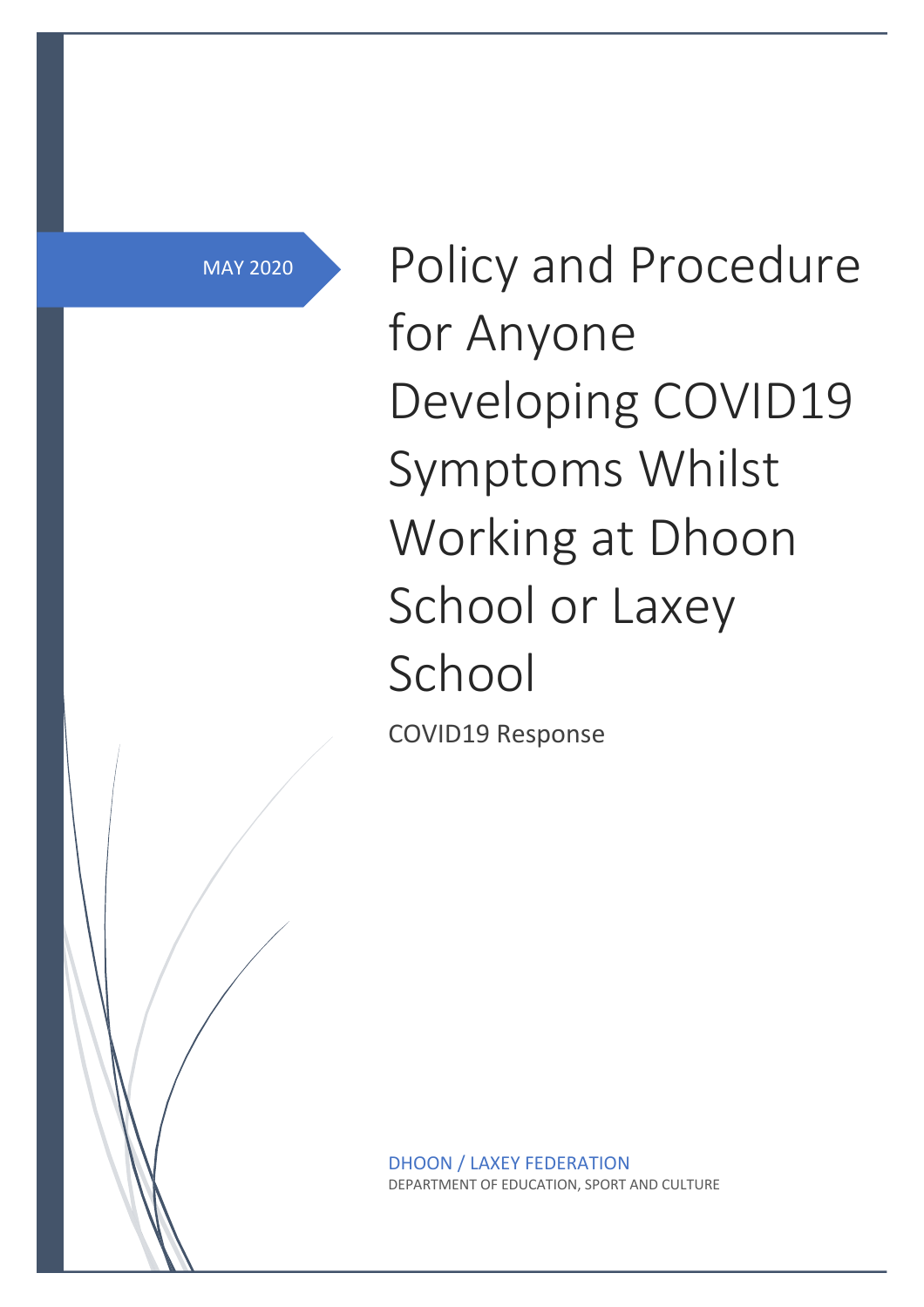MAY 2020

# Policy and Procedure for Anyone Developing COVID19 Symptoms Whilst Working at Dhoon School or Laxey School

COVID19 Response

DHOON / LAXEY FEDERATION

DEPARTMENT OF EDUCATION, SPORT AND CULTURE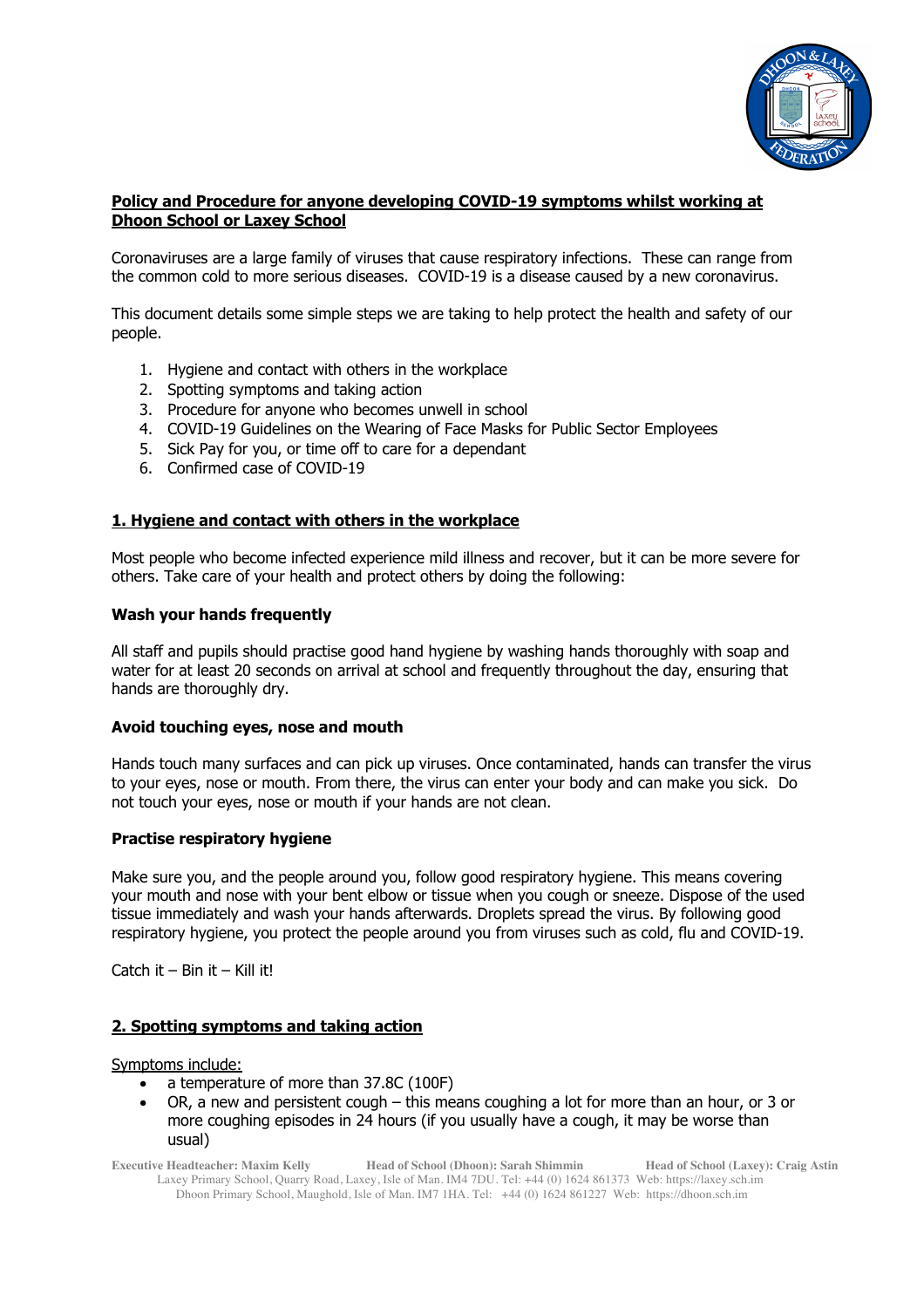**Policy and Procedure for anyone developing COVID-19 symptoms whilst working at Dhoon School or Laxey School**

Coronaviruses are a large family of viruses that cause respiratory infections. These can range from the common cold to more serious diseases. COVID-19 is a disease caused by a new coronavirus.

This document details some simple steps we are taking to help protect the health and safety of our people.

1. Hygiene and contact with others in the workplace
2. Spotting symptoms and taking action
3. Procedure for anyone who becomes unwell in school
4. COVID-19 Guidelines on the Wearing of Face Masks for Public Sector Employees
5. Sick Pay for you, or time off to care for a dependant
6. Confirmed case of COVID-19

## 1. Hygiene and contact with others in the workplace

Most people who become infected experience mild illness and recover, but it can be more severe for others. Take care of your health and protect others by doing the following:

### Wash your hands frequently

All staff and pupils should practise good hand hygiene by washing hands thoroughly with soap and water for at least 20 seconds on arrival at school and frequently throughout the day, ensuring that hands are thoroughly dry.

### Avoid touching eyes, nose and mouth

Hands touch many surfaces and can pick up viruses. Once contaminated, hands can transfer the virus to your eyes, nose or mouth. From there, the virus can enter your body and can make you sick. Do not touch your eyes, nose or mouth if your hands are not clean.

### Practise respiratory hygiene

Make sure you, and the people around you, follow good respiratory hygiene. This means covering your mouth and nose with your bent elbow or tissue when you cough or sneeze. Dispose of the used tissue immediately and wash your hands afterwards. Droplets spread the virus. By following good respiratory hygiene, you protect the people around you from viruses such as cold, flu and COVID-19.

Catch it – Bin it – Kill it!

## 2. Spotting symptoms and taking action

Symptoms include:

- a temperature of more than 37.8C (100F)
- OR, a new and persistent cough – this means coughing a lot for more than an hour, or 3 or more coughing episodes in 24 hours (if you usually have a cough, it may be worse than usual)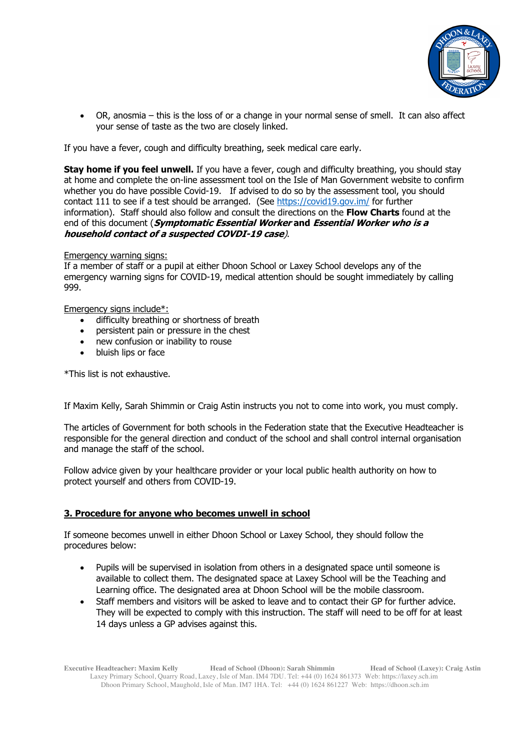- OR, anosmia – this is the loss of or a change in your normal sense of smell. It can also affect your sense of taste as the two are closely linked.

If you have a fever, cough and difficulty breathing, seek medical care early.

**Stay home if you feel unwell.** If you have a fever, cough and difficulty breathing, you should stay at home and complete the on-line assessment tool on the Isle of Man Government website to confirm whether you do have possible Covid-19. If advised to do so by the assessment tool, you should contact 111 to see if a test should be arranged. (See [https://covid19.gov.im/](https://covid19.gov.im/) for further information). Staff should also follow and consult the directions on the **Flow Charts** found at the end of this document (***Symptomatic Essential Worker*** **and** ***Essential Worker who is a household contact of a suspected COVDI-19 case***).

<u>Emergency warning signs:</u>
If a member of staff or a pupil at either Dhoon School or Laxey School develops any of the emergency warning signs for COVID-19, medical attention should be sought immediately by calling 999.

<u>Emergency signs include*:</u>

- difficulty breathing or shortness of breath
- persistent pain or pressure in the chest
- new confusion or inability to rouse
- bluish lips or face

*This list is not exhaustive.

If Maxim Kelly, Sarah Shimmin or Craig Astin instructs you not to come into work, you must comply.

The articles of Government for both schools in the Federation state that the Executive Headteacher is responsible for the general direction and conduct of the school and shall control internal organisation and manage the staff of the school.

Follow advice given by your healthcare provider or your local public health authority on how to protect yourself and others from COVID-19.

## 3. Procedure for anyone who becomes unwell in school

If someone becomes unwell in either Dhoon School or Laxey School, they should follow the procedures below:

- Pupils will be supervised in isolation from others in a designated space until someone is available to collect them. The designated space at Laxey School will be the Teaching and Learning office. The designated area at Dhoon School will be the mobile classroom.
- Staff members and visitors will be asked to leave and to contact their GP for further advice. They will be expected to comply with this instruction. The staff will need to be off for at least 14 days unless a GP advises against this.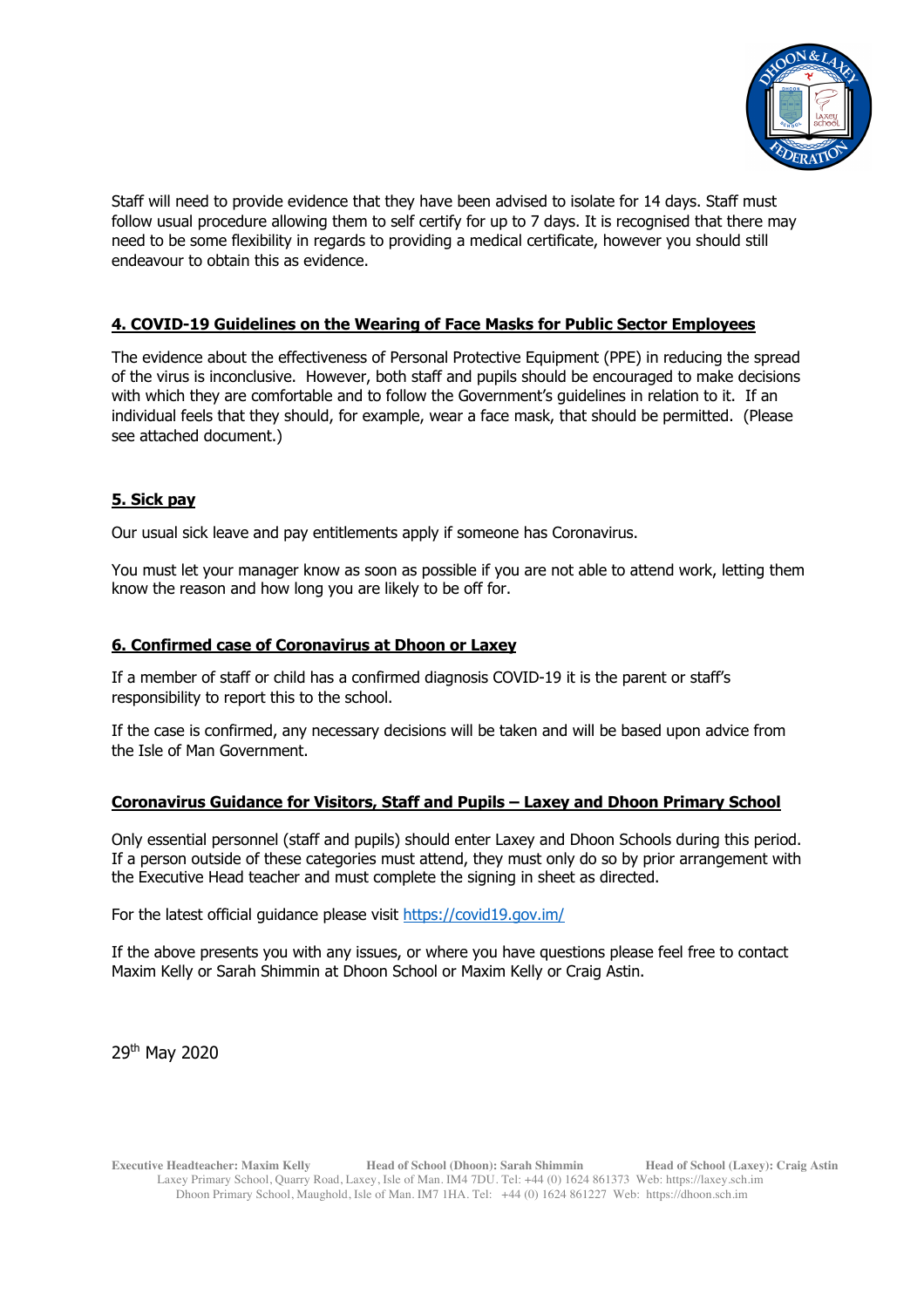Staff will need to provide evidence that they have been advised to isolate for 14 days. Staff must follow usual procedure allowing them to self certify for up to 7 days. It is recognised that there may need to be some flexibility in regards to providing a medical certificate, however you should still endeavour to obtain this as evidence.

## 4. COVID-19 Guidelines on the Wearing of Face Masks for Public Sector Employees

The evidence about the effectiveness of Personal Protective Equipment (PPE) in reducing the spread of the virus is inconclusive. However, both staff and pupils should be encouraged to make decisions with which they are comfortable and to follow the Government's guidelines in relation to it. If an individual feels that they should, for example, wear a face mask, that should be permitted. (Please see attached document.)

## 5. Sick pay

Our usual sick leave and pay entitlements apply if someone has Coronavirus.

You must let your manager know as soon as possible if you are not able to attend work, letting them know the reason and how long you are likely to be off for.

## 6. Confirmed case of Coronavirus at Dhoon or Laxey

If a member of staff or child has a confirmed diagnosis COVID-19 it is the parent or staff's responsibility to report this to the school.

If the case is confirmed, any necessary decisions will be taken and will be based upon advice from the Isle of Man Government.

## Coronavirus Guidance for Visitors, Staff and Pupils – Laxey and Dhoon Primary School

Only essential personnel (staff and pupils) should enter Laxey and Dhoon Schools during this period. If a person outside of these categories must attend, they must only do so by prior arrangement with the Executive Head teacher and must complete the signing in sheet as directed.

For the latest official guidance please visit https://covid19.gov.im/

If the above presents you with any issues, or where you have questions please feel free to contact Maxim Kelly or Sarah Shimmin at Dhoon School or Maxim Kelly or Craig Astin.

29th May 2020

**Executive Headteacher: Maxim Kelly** **Head of School (Dhoon): Sarah Shimmin** **Head of School (Laxey): Craig Astin**
Laxey Primary School, Quarry Road, Laxey, Isle of Man. IM4 7DU. Tel: +44 (0) 1624 861373 Web: https://laxey.sch.im
Dhoon Primary School, Maughold, Isle of Man. IM7 1HA. Tel: +44 (0) 1624 861227 Web: https://dhoon.sch.im